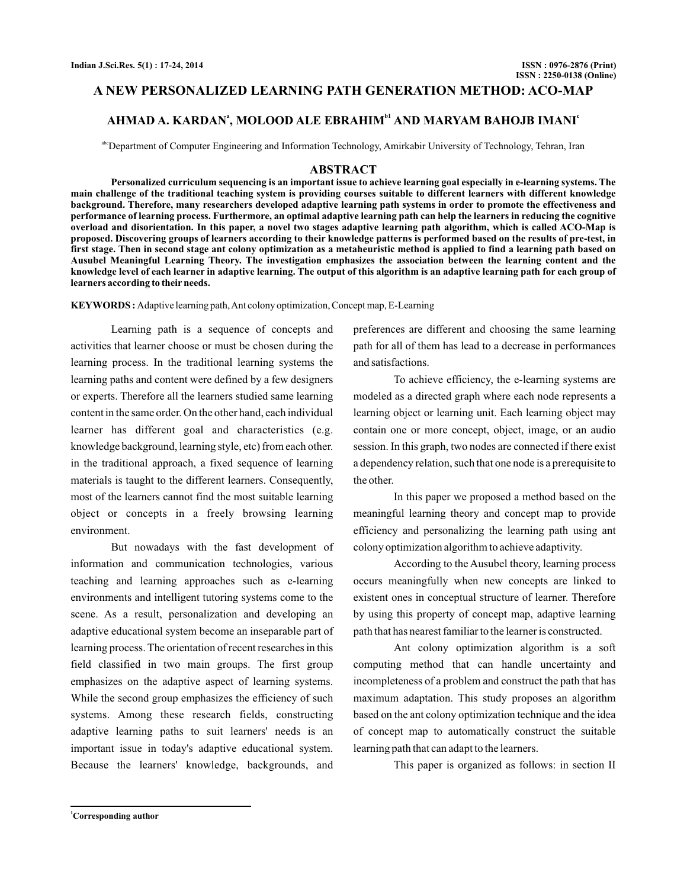# A NEW PERSONALIZED LEARNING PATH GENERATION METHOD: ACO-MAP

**AHMAD A. KARDAN[a], MOLOOD ALE EBRAHIM[b1] AND MARYAM BAHOJB IMANI[c]**

[abc]Department of Computer Engineering and Information Technology, Amirkabir University of Technology, Tehran, Iran

## ABSTRACT

**Personalized curriculum sequencing is an important issue to achieve learning goal especially in e-learning systems. The main challenge of the traditional teaching system is providing courses suitable to different learners with different knowledge background. Therefore, many researchers developed adaptive learning path systems in order to promote the effectiveness and performance of learning process. Furthermore, an optimal adaptive learning path can help the learners in reducing the cognitive overload and disorientation. In this paper, a novel two stages adaptive learning path algorithm, which is called ACO-Map is proposed. Discovering groups of learners according to their knowledge patterns is performed based on the results of pre-test, in first stage. Then in second stage ant colony optimization as a metaheuristic method is applied to find a learning path based on Ausubel Meaningful Learning Theory. The investigation emphasizes the association between the learning content and the knowledge level of each learner in adaptive learning. The output of this algorithm is an adaptive learning path for each group of learners according to their needs.**

**KEYWORDS :** Adaptive learning path, Ant colony optimization, Concept map, E-Learning

Learning path is a sequence of concepts and activities that learner choose or must be chosen during the learning process. In the traditional learning systems the learning paths and content were defined by a few designers or experts. Therefore all the learners studied same learning content in the same order. On the other hand, each individual learner has different goal and characteristics (e.g. knowledge background, learning style, etc) from each other. in the traditional approach, a fixed sequence of learning materials is taught to the different learners. Consequently, most of the learners cannot find the most suitable learning object or concepts in a freely browsing learning environment.

But nowadays with the fast development of information and communication technologies, various teaching and learning approaches such as e-learning environments and intelligent tutoring systems come to the scene. As a result, personalization and developing an adaptive educational system become an inseparable part of learning process. The orientation of recent researches in this field classified in two main groups. The first group emphasizes on the adaptive aspect of learning systems. While the second group emphasizes the efficiency of such systems. Among these research fields, constructing adaptive learning paths to suit learners' needs is an important issue in today's adaptive educational system. Because the learners' knowledge, backgrounds, and preferences are different and choosing the same learning path for all of them has lead to a decrease in performances and satisfactions.

To achieve efficiency, the e-learning systems are modeled as a directed graph where each node represents a learning object or learning unit. Each learning object may contain one or more concept, object, image, or an audio session. In this graph, two nodes are connected if there exist a dependency relation, such that one node is a prerequisite to the other.

In this paper we proposed a method based on the meaningful learning theory and concept map to provide efficiency and personalizing the learning path using ant colony optimization algorithm to achieve adaptivity.

According to the Ausubel theory, learning process occurs meaningfully when new concepts are linked to existent ones in conceptual structure of learner. Therefore by using this property of concept map, adaptive learning path that has nearest familiar to the learner is constructed.

Ant colony optimization algorithm is a soft computing method that can handle uncertainty and incompleteness of a problem and construct the path that has maximum adaptation. This study proposes an algorithm based on the ant colony optimization technique and the idea of concept map to automatically construct the suitable learning path that can adapt to the learners.

This paper is organized as follows: in section II

[1]**Corresponding author**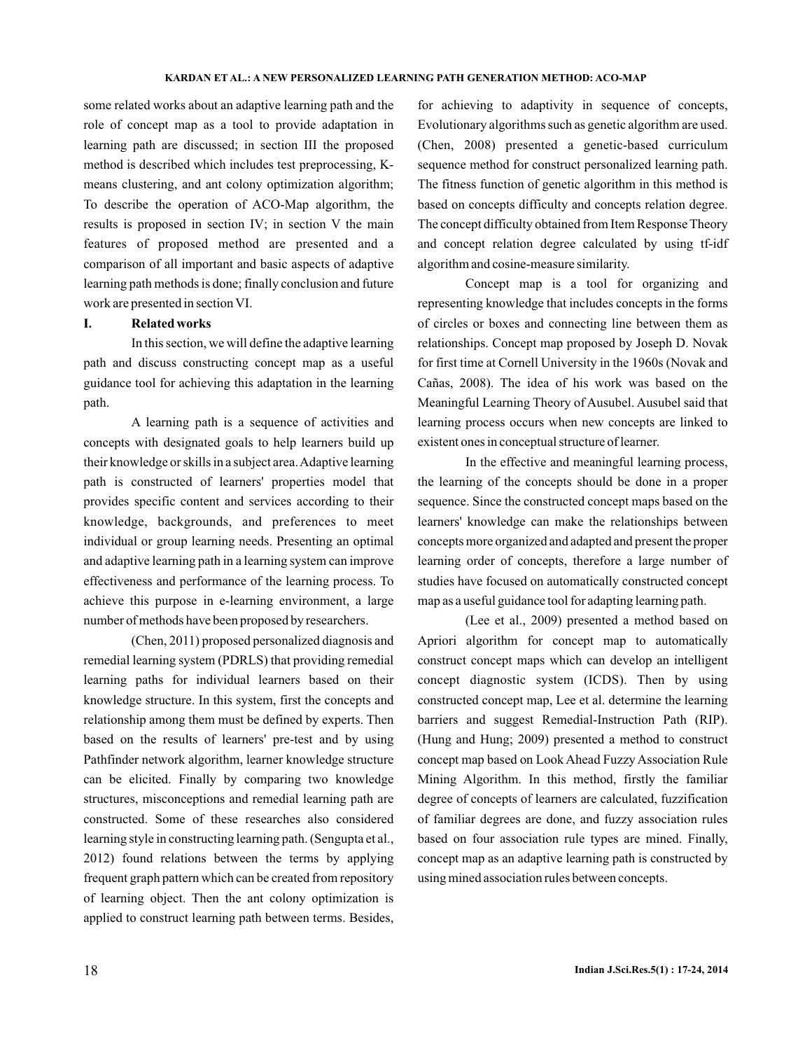some related works about an adaptive learning path and the role of concept map as a tool to provide adaptation in learning path are discussed; in section III the proposed method is described which includes test preprocessing, K-means clustering, and ant colony optimization algorithm; To describe the operation of ACO-Map algorithm, the results is proposed in section IV; in section V the main features of proposed method are presented and a comparison of all important and basic aspects of adaptive learning path methods is done; finally conclusion and future work are presented in section VI.

## I. Related works

In this section, we will define the adaptive learning path and discuss constructing concept map as a useful guidance tool for achieving this adaptation in the learning path.

A learning path is a sequence of activities and concepts with designated goals to help learners build up their knowledge or skills in a subject area. Adaptive learning path is constructed of learners' properties model that provides specific content and services according to their knowledge, backgrounds, and preferences to meet individual or group learning needs. Presenting an optimal and adaptive learning path in a learning system can improve effectiveness and performance of the learning process. To achieve this purpose in e-learning environment, a large number of methods have been proposed by researchers.

(Chen, 2011) proposed personalized diagnosis and remedial learning system (PDRLS) that providing remedial learning paths for individual learners based on their knowledge structure. In this system, first the concepts and relationship among them must be defined by experts. Then based on the results of learners' pre-test and by using Pathfinder network algorithm, learner knowledge structure can be elicited. Finally by comparing two knowledge structures, misconceptions and remedial learning path are constructed. Some of these researches also considered learning style in constructing learning path. (Sengupta et al., 2012) found relations between the terms by applying frequent graph pattern which can be created from repository of learning object. Then the ant colony optimization is applied to construct learning path between terms. Besides, for achieving to adaptivity in sequence of concepts, Evolutionary algorithms such as genetic algorithm are used. (Chen, 2008) presented a genetic-based curriculum sequence method for construct personalized learning path. The fitness function of genetic algorithm in this method is based on concepts difficulty and concepts relation degree. The concept difficulty obtained from Item Response Theory and concept relation degree calculated by using tf-idf algorithm and cosine-measure similarity.

Concept map is a tool for organizing and representing knowledge that includes concepts in the forms of circles or boxes and connecting line between them as relationships. Concept map proposed by Joseph D. Novak for first time at Cornell University in the 1960s (Novak and Cañas, 2008). The idea of his work was based on the Meaningful Learning Theory of Ausubel. Ausubel said that learning process occurs when new concepts are linked to existent ones in conceptual structure of learner.

In the effective and meaningful learning process, the learning of the concepts should be done in a proper sequence. Since the constructed concept maps based on the learners' knowledge can make the relationships between concepts more organized and adapted and present the proper learning order of concepts, therefore a large number of studies have focused on automatically constructed concept map as a useful guidance tool for adapting learning path.

(Lee et al., 2009) presented a method based on Apriori algorithm for concept map to automatically construct concept maps which can develop an intelligent concept diagnostic system (ICDS). Then by using constructed concept map, Lee et al. determine the learning barriers and suggest Remedial-Instruction Path (RIP). (Hung and Hung; 2009) presented a method to construct concept map based on Look Ahead Fuzzy Association Rule Mining Algorithm. In this method, firstly the familiar degree of concepts of learners are calculated, fuzzification of familiar degrees are done, and fuzzy association rules based on four association rule types are mined. Finally, concept map as an adaptive learning path is constructed by using mined association rules between concepts.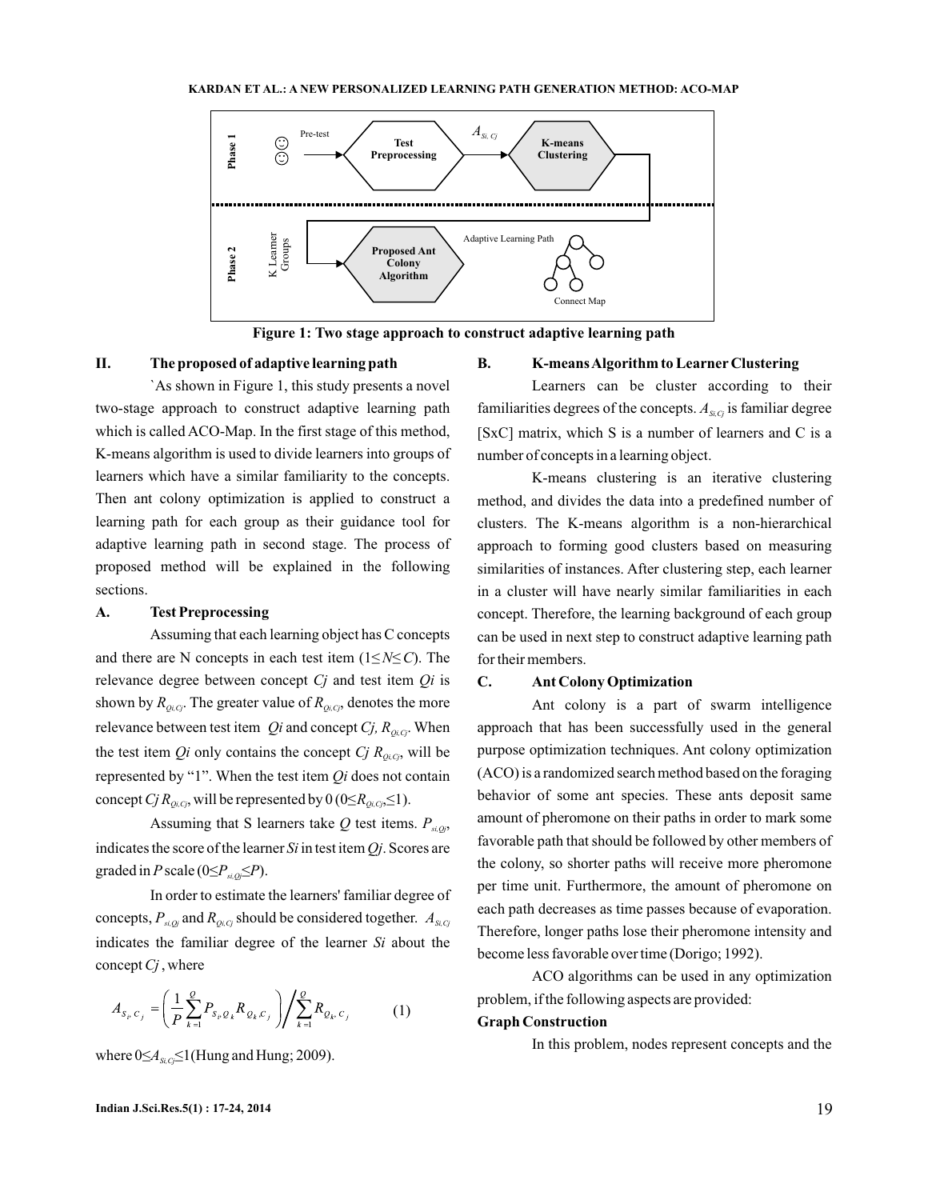**Figure 1: Two stage approach to construct adaptive learning path**

## II. The proposed of adaptive learning path

`As shown in Figure 1, this study presents a novel two-stage approach to construct adaptive learning path which is called ACO-Map. In the first stage of this method, K-means algorithm is used to divide learners into groups of learners which have a similar familiarity to the concepts. Then ant colony optimization is applied to construct a learning path for each group as their guidance tool for adaptive learning path in second stage. The process of proposed method will be explained in the following sections.

### A. Test Preprocessing

Assuming that each learning object has C concepts and there are N concepts in each test item ($1 \leq N \leq C$). The relevance degree between concept *Cj* and test item *Qi* is shown by $R_{Qi,Cj}$. The greater value of $R_{Qi,Cj}$, denotes the more relevance between test item *Qi* and concept *Cj*, $R_{Qi,Cj}$. When the test item *Qi* only contains the concept *Cj* $R_{Qi,Cj}$, will be represented by "1". When the test item *Qi* does not contain concept *Cj* $R_{Qi,Cj}$, will be represented by 0 ($0 \leq R_{Qi,Cj} \leq 1$).

Assuming that S learners take *Q* test items. $P_{si,Qj}$, indicates the score of the learner *Si* in test item *Qj*. Scores are graded in *P* scale ($0 \leq P_{si,Qj} \leq P$).

In order to estimate the learners' familiar degree of concepts, $P_{si,Qj}$ and $R_{Qi,Cj}$ should be considered together. $A_{Si,Cj}$ indicates the familiar degree of the learner *Si* about the concept *Cj* , where

$$A_{S_i, C_j} = \left( \frac{1}{P} \sum_{k=1}^{Q} P_{S_i, Q_k} R_{Q_k, C_j} \right) \Bigg/ \sum_{k=1}^{Q} R_{Q_k, C_j} \qquad (1)$$

where $0 \leq A_{Si,Cj} \leq 1$(Hung and Hung; 2009).

### B. K-means Algorithm to Learner Clustering

Learners can be cluster according to their familiarities degrees of the concepts. $A_{Si,Cj}$ is familiar degree [SxC] matrix, which S is a number of learners and C is a number of concepts in a learning object.

K-means clustering is an iterative clustering method, and divides the data into a predefined number of clusters. The K-means algorithm is a non-hierarchical approach to forming good clusters based on measuring similarities of instances. After clustering step, each learner in a cluster will have nearly similar familiarities in each concept. Therefore, the learning background of each group can be used in next step to construct adaptive learning path for their members.

### C. Ant Colony Optimization

Ant colony is a part of swarm intelligence approach that has been successfully used in the general purpose optimization techniques. Ant colony optimization (ACO) is a randomized search method based on the foraging behavior of some ant species. These ants deposit same amount of pheromone on their paths in order to mark some favorable path that should be followed by other members of the colony, so shorter paths will receive more pheromone per time unit. Furthermore, the amount of pheromone on each path decreases as time passes because of evaporation. Therefore, longer paths lose their pheromone intensity and become less favorable over time (Dorigo; 1992).

ACO algorithms can be used in any optimization problem, if the following aspects are provided:

**Graph Construction**

In this problem, nodes represent concepts and the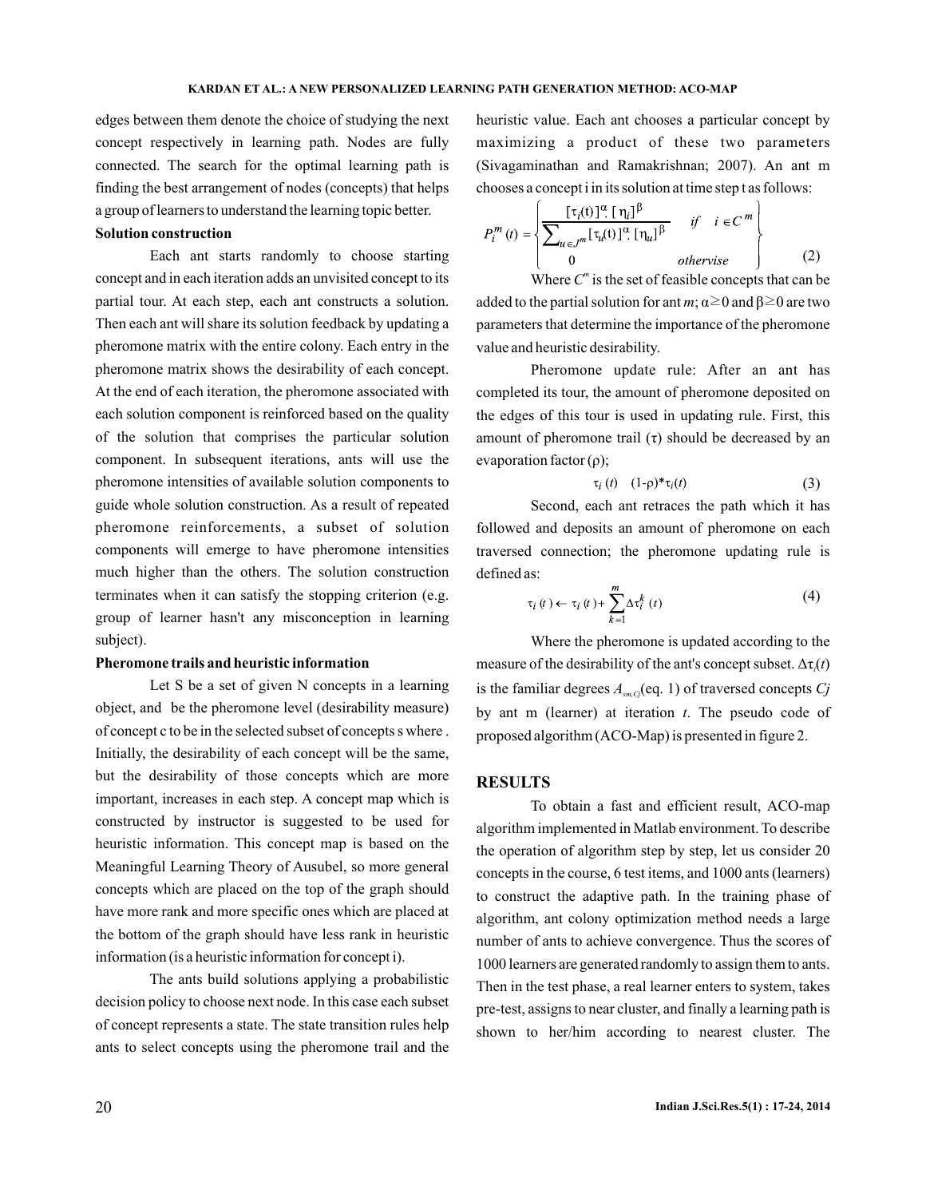edges between them denote the choice of studying the next concept respectively in learning path. Nodes are fully connected. The search for the optimal learning path is finding the best arrangement of nodes (concepts) that helps a group of learners to understand the learning topic better.

**Solution construction**

Each ant starts randomly to choose starting concept and in each iteration adds an unvisited concept to its partial tour. At each step, each ant constructs a solution. Then each ant will share its solution feedback by updating a pheromone matrix with the entire colony. Each entry in the pheromone matrix shows the desirability of each concept. At the end of each iteration, the pheromone associated with each solution component is reinforced based on the quality of the solution that comprises the particular solution component. In subsequent iterations, ants will use the pheromone intensities of available solution components to guide whole solution construction. As a result of repeated pheromone reinforcements, a subset of solution components will emerge to have pheromone intensities much higher than the others. The solution construction terminates when it can satisfy the stopping criterion (e.g. group of learner hasn't any misconception in learning subject).

**Pheromone trails and heuristic information**

Let S be a set of given N concepts in a learning object, and be the pheromone level (desirability measure) of concept c to be in the selected subset of concepts s where . Initially, the desirability of each concept will be the same, but the desirability of those concepts which are more important, increases in each step. A concept map which is constructed by instructor is suggested to be used for heuristic information. This concept map is based on the Meaningful Learning Theory of Ausubel, so more general concepts which are placed on the top of the graph should have more rank and more specific ones which are placed at the bottom of the graph should have less rank in heuristic information (is a heuristic information for concept i).

The ants build solutions applying a probabilistic decision policy to choose next node. In this case each subset of concept represents a state. The state transition rules help ants to select concepts using the pheromone trail and the heuristic value. Each ant chooses a particular concept by maximizing a product of these two parameters (Sivagaminathan and Ramakrishnan; 2007). An ant m chooses a concept i in its solution at time step t as follows:

$$P_i^m(t) = \begin{cases} \dfrac{[\tau_i(t)]^{\alpha} \cdot [\eta_i]^{\beta}}{\sum_{u \in J^m} [\tau_u(t)]^{\alpha} \cdot [\eta_u]^{\beta}} & if \quad i \in C^m \\ 0 & otherwise \end{cases} \tag{2}$$

Where $C^m$ is the set of feasible concepts that can be added to the partial solution for ant *m*; $\alpha \geq 0$ and $\beta \geq 0$ are two parameters that determine the importance of the pheromone value and heuristic desirability.

Pheromone update rule: After an ant has completed its tour, the amount of pheromone deposited on the edges of this tour is used in updating rule. First, this amount of pheromone trail ($\tau$) should be decreased by an evaporation factor ($\rho$);

$$\tau_i(t) \quad (1-\rho)^* \tau_i(t) \tag{3}$$

Second, each ant retraces the path which it has followed and deposits an amount of pheromone on each traversed connection; the pheromone updating rule is defined as:

$$\tau_i(t) \leftarrow \tau_i(t) + \sum_{k=1}^{m} \Delta\tau_i^k(t) \tag{4}$$

Where the pheromone is updated according to the measure of the desirability of the ant's concept subset. $\Delta\tau_i(t)$ is the familiar degrees $A_{sm,Cj}$(eq. 1) of traversed concepts *Cj* by ant m (learner) at iteration *t*. The pseudo code of proposed algorithm (ACO-Map) is presented in figure 2.

## RESULTS

To obtain a fast and efficient result, ACO-map algorithm implemented in Matlab environment. To describe the operation of algorithm step by step, let us consider 20 concepts in the course, 6 test items, and 1000 ants (learners) to construct the adaptive path. In the training phase of algorithm, ant colony optimization method needs a large number of ants to achieve convergence. Thus the scores of 1000 learners are generated randomly to assign them to ants. Then in the test phase, a real learner enters to system, takes pre-test, assigns to near cluster, and finally a learning path is shown to her/him according to nearest cluster. The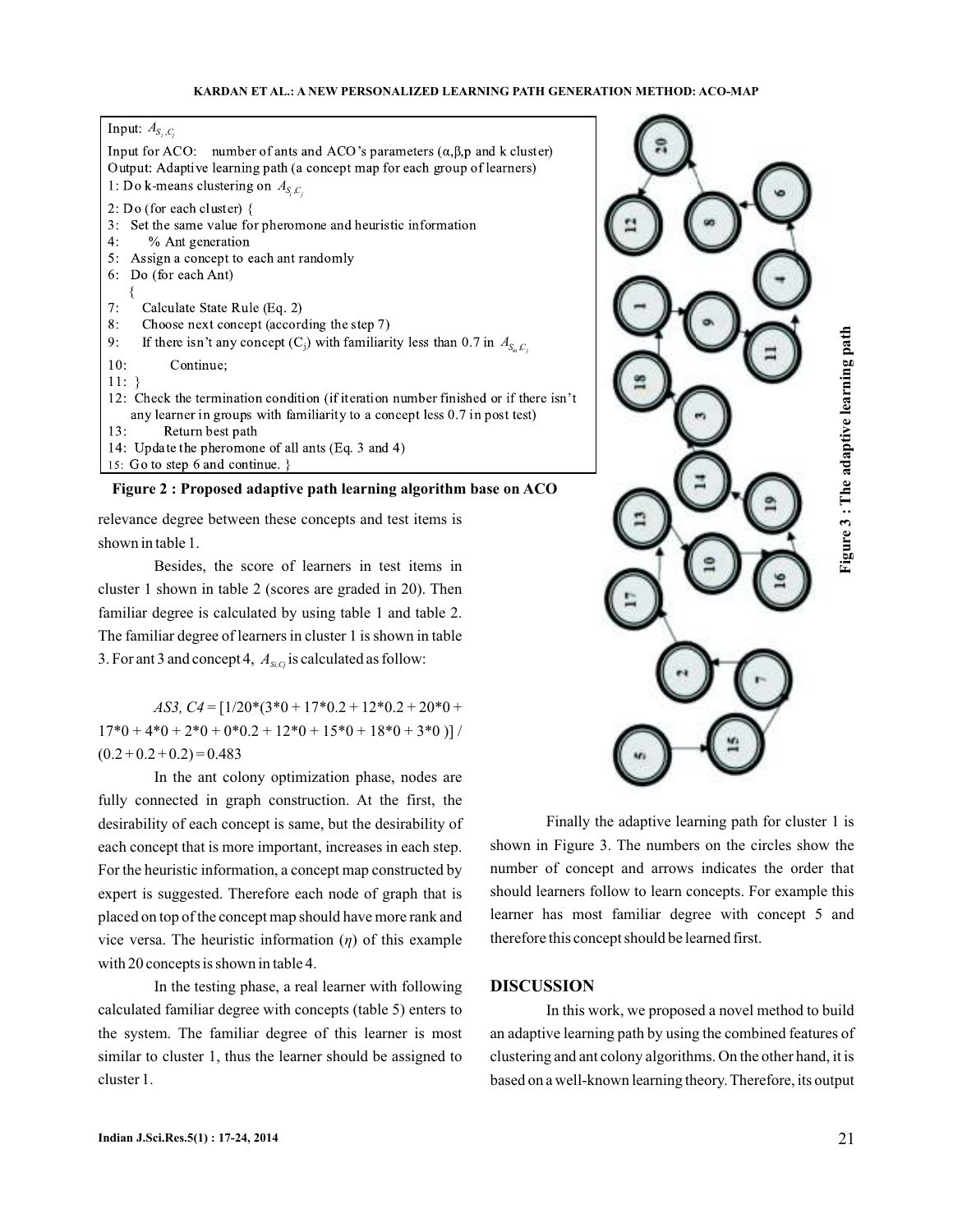```
Input: A_{S_i,C_j}
Input for ACO:   number of ants and ACO's parameters (α,β,p and k cluster)
Output: Adaptive learning path (a concept map for each group of learners)
1: Do k-means clustering on A_{S_i,C_j}
2: Do (for each cluster) {
3:   Set the same value for pheromone and heuristic information
4:       % Ant generation
5:   Assign a concept to each ant randomly
6:   Do (for each Ant)
     {
7:      Calculate State Rule (Eq. 2)
8:      Choose next concept (according the step 7)
9:      If there isn't any concept (C_j) with familiarity less than 0.7 in A_{S_m,C_j}
10:         Continue;
11: }
12: Check the termination condition (if iteration number finished or if there isn't
    any learner in groups with familiarity to a concept less 0.7 in post test)
13:       Return best path
14: Update the pheromone of all ants (Eq. 3 and 4)
15: Go to step 6 and continue. }
```

**Figure 2 : Proposed adaptive path learning algorithm base on ACO**

relevance degree between these concepts and test items is shown in table 1.

Besides, the score of learners in test items in cluster 1 shown in table 2 (scores are graded in 20). Then familiar degree is calculated by using table 1 and table 2. The familiar degree of learners in cluster 1 is shown in table 3. For ant 3 and concept 4, $A_{Si,Cj}$ is calculated as follow:

$AS3, C4$ = [1/20*(3*0 + 17*0.2 + 12*0.2 + 20*0 + 17*0 + 4*0 + 2*0 + 0*0.2 + 12*0 + 15*0 + 18*0 + 3*0 )] / (0.2 + 0.2 + 0.2) = 0.483

In the ant colony optimization phase, nodes are fully connected in graph construction. At the first, the desirability of each concept is same, but the desirability of each concept that is more important, increases in each step. For the heuristic information, a concept map constructed by expert is suggested. Therefore each node of graph that is placed on top of the concept map should have more rank and vice versa. The heuristic information ($\eta$) of this example with 20 concepts is shown in table 4.

In the testing phase, a real learner with following calculated familiar degree with concepts (table 5) enters to the system. The familiar degree of this learner is most similar to cluster 1, thus the learner should be assigned to cluster 1.

**Figure 3 : The adaptive learning path**

Finally the adaptive learning path for cluster 1 is shown in Figure 3. The numbers on the circles show the number of concept and arrows indicates the order that should learners follow to learn concepts. For example this learner has most familiar degree with concept 5 and therefore this concept should be learned first.

## DISCUSSION

In this work, we proposed a novel method to build an adaptive learning path by using the combined features of clustering and ant colony algorithms. On the other hand, it is based on a well-known learning theory. Therefore, its output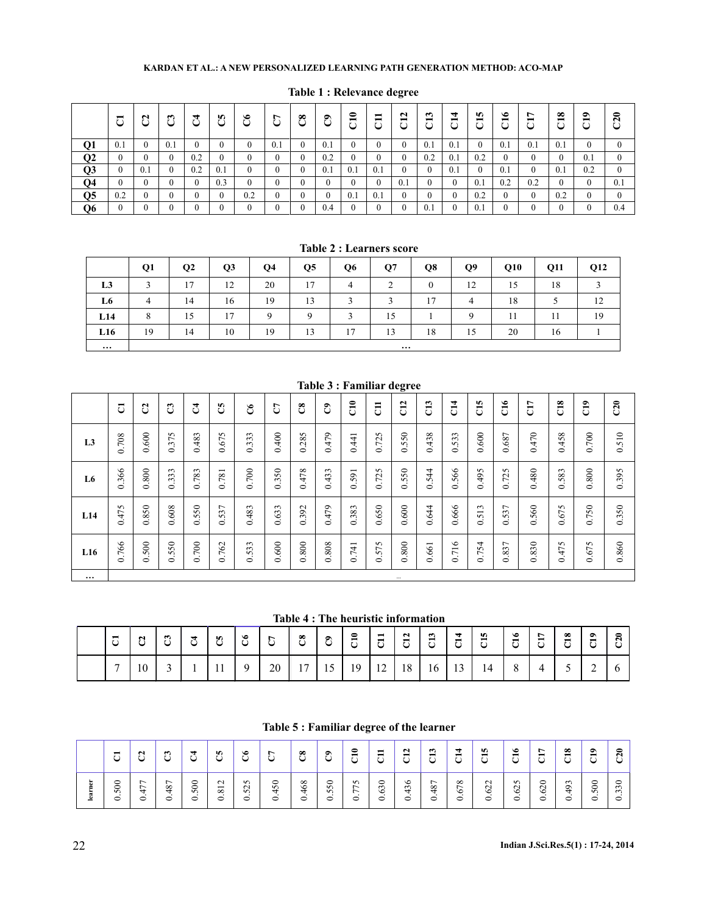**Table 1 : Relevance degree**

| | C1 | C2 | C3 | C4 | C5 | C6 | C7 | C8 | C9 | C10 | C11 | C12 | C13 | C14 | C15 | C16 | C17 | C18 | C19 | C20 |
|---|---|---|---|---|---|---|---|---|---|---|---|---|---|---|---|---|---|---|---|---|
| Q1 | 0.1 | 0 | 0.1 | 0 | 0 | 0 | 0.1 | 0 | 0.1 | 0 | 0 | 0 | 0.1 | 0.1 | 0 | 0.1 | 0.1 | 0.1 | 0 | 0 |
| Q2 | 0 | 0 | 0 | 0.2 | 0 | 0 | 0 | 0 | 0.2 | 0 | 0 | 0 | 0.2 | 0.1 | 0.2 | 0 | 0 | 0 | 0.1 | 0 |
| Q3 | 0 | 0.1 | 0 | 0.2 | 0.1 | 0 | 0 | 0 | 0.1 | 0.1 | 0.1 | 0 | 0 | 0.1 | 0 | 0.1 | 0 | 0.1 | 0.2 | 0 |
| Q4 | 0 | 0 | 0 | 0 | 0.3 | 0 | 0 | 0 | 0 | 0 | 0 | 0.1 | 0 | 0 | 0.1 | 0.2 | 0.2 | 0 | 0 | 0.1 |
| Q5 | 0.2 | 0 | 0 | 0 | 0 | 0.2 | 0 | 0 | 0 | 0.1 | 0.1 | 0 | 0 | 0 | 0.2 | 0 | 0 | 0.2 | 0 | 0 |
| Q6 | 0 | 0 | 0 | 0 | 0 | 0 | 0 | 0 | 0.4 | 0 | 0 | 0 | 0.1 | 0 | 0.1 | 0 | 0 | 0 | 0 | 0.4 |

**Table 2 : Learners score**

| | Q1 | Q2 | Q3 | Q4 | Q5 | Q6 | Q7 | Q8 | Q9 | Q10 | Q11 | Q12 |
|---|---|---|---|---|---|---|---|---|---|---|---|---|
| L3 | 3 | 17 | 12 | 20 | 17 | 4 | 2 | 0 | 12 | 15 | 18 | 3 |
| L6 | 4 | 14 | 16 | 19 | 13 | 3 | 3 | 17 | 4 | 18 | 5 | 12 |
| L14 | 8 | 15 | 17 | 9 | 9 | 3 | 15 | 1 | 9 | 11 | 11 | 19 |
| L16 | 19 | 14 | 10 | 19 | 13 | 17 | 13 | 18 | 15 | 20 | 16 | 1 |
| … | … | | | | | | | | | | | |

**Table 3 : Familiar degree**

| | C1 | C2 | C3 | C4 | C5 | C6 | C7 | C8 | C9 | C10 | C11 | C12 | C13 | C14 | C15 | C16 | C17 | C18 | C19 | C20 |
|---|---|---|---|---|---|---|---|---|---|---|---|---|---|---|---|---|---|---|---|---|
| L3 | 0.708 | 0.600 | 0.375 | 0.483 | 0.675 | 0.333 | 0.400 | 0.285 | 0.479 | 0.441 | 0.725 | 0.550 | 0.438 | 0.533 | 0.600 | 0.687 | 0.470 | 0.458 | 0.700 | 0.510 |
| L6 | 0.366 | 0.800 | 0.333 | 0.783 | 0.781 | 0.700 | 0.350 | 0.478 | 0.433 | 0.591 | 0.725 | 0.550 | 0.544 | 0.566 | 0.495 | 0.725 | 0.480 | 0.583 | 0.800 | 0.395 |
| L14 | 0.475 | 0.850 | 0.608 | 0.550 | 0.537 | 0.483 | 0.633 | 0.392 | 0.479 | 0.383 | 0.650 | 0.600 | 0.644 | 0.666 | 0.513 | 0.537 | 0.560 | 0.675 | 0.750 | 0.350 |
| L16 | 0.766 | 0.500 | 0.550 | 0.700 | 0.762 | 0.533 | 0.600 | 0.800 | 0.808 | 0.741 | 0.575 | 0.800 | 0.661 | 0.716 | 0.754 | 0.837 | 0.830 | 0.475 | 0.675 | 0.860 |
| … | … | | | | | | | | | | | | | | | | | | | |

**Table 4 : The heuristic information**

| | C1 | C2 | C3 | C4 | C5 | C6 | C7 | C8 | C9 | C10 | C11 | C12 | C13 | C14 | C15 | C16 | C17 | C18 | C19 | C20 |
|---|---|---|---|---|---|---|---|---|---|---|---|---|---|---|---|---|---|---|---|---|
| | 7 | 10 | 3 | 1 | 11 | 9 | 20 | 17 | 15 | 19 | 12 | 18 | 16 | 13 | 14 | 8 | 4 | 5 | 2 | 6 |

**Table 5 : Familiar degree of the learner**

| | C1 | C2 | C3 | C4 | C5 | C6 | C7 | C8 | C9 | C10 | C11 | C12 | C13 | C14 | C15 | C16 | C17 | C18 | C19 | C20 |
|---|---|---|---|---|---|---|---|---|---|---|---|---|---|---|---|---|---|---|---|---|
| learner | 0.500 | 0.477 | 0.487 | 0.500 | 0.812 | 0.525 | 0.450 | 0.468 | 0.550 | 0.775 | 0.630 | 0.436 | 0.487 | 0.678 | 0.622 | 0.625 | 0.620 | 0.493 | 0.500 | 0.330 |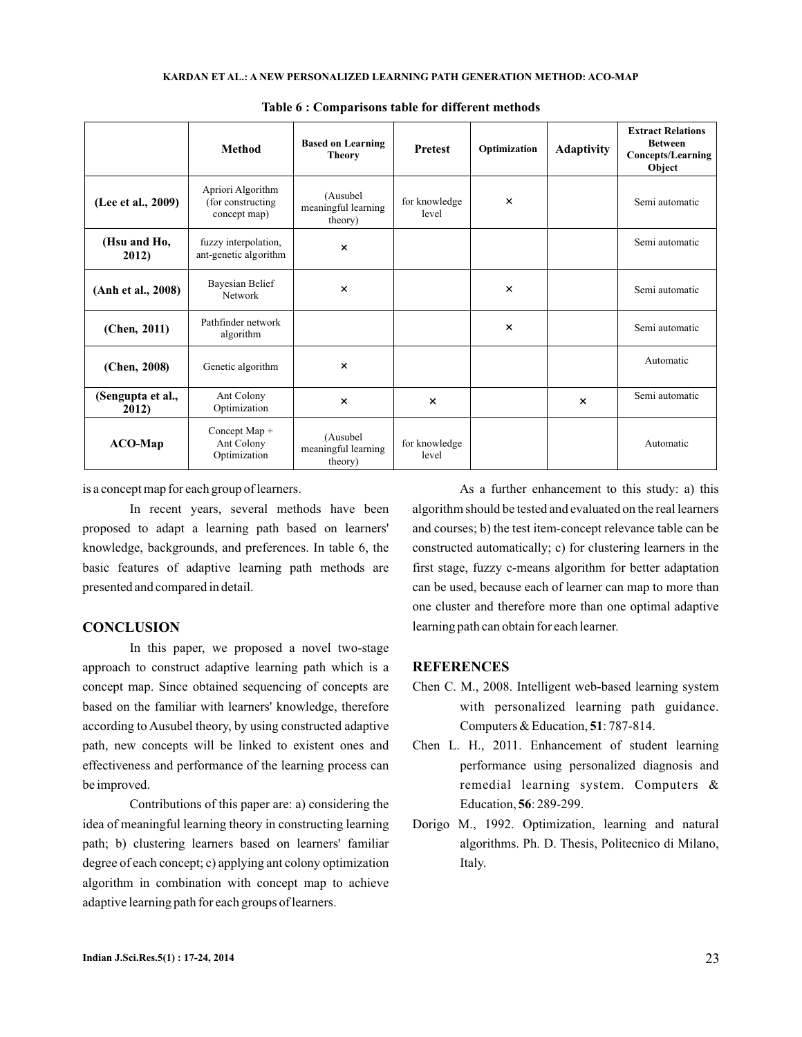Table 6 : Comparisons table for different methods

| | Method | Based on Learning Theory | Pretest | Optimization | Adaptivity | Extract Relations Between Concepts/Learning Object |
|---|---|---|---|---|---|---|
| **(Lee et al., 2009)** | Apriori Algorithm (for constructing concept map) | (Ausubel meaningful learning theory) | for knowledge level | × | | Semi automatic |
| **(Hsu and Ho, 2012)** | fuzzy interpolation, ant-genetic algorithm | × | | | | Semi automatic |
| **(Anh et al., 2008)** | Bayesian Belief Network | × | | × | | Semi automatic |
| **(Chen, 2011)** | Pathfinder network algorithm | | | × | | Semi automatic |
| **(Chen, 2008)** | Genetic algorithm | × | | | | Automatic |
| **(Sengupta et al., 2012)** | Ant Colony Optimization | × | × | | × | Semi automatic |
| **ACO-Map** | Concept Map + Ant Colony Optimization | (Ausubel meaningful learning theory) | for knowledge level | | | Automatic |

is a concept map for each group of learners.

In recent years, several methods have been proposed to adapt a learning path based on learners' knowledge, backgrounds, and preferences. In table 6, the basic features of adaptive learning path methods are presented and compared in detail.

## CONCLUSION

In this paper, we proposed a novel two-stage approach to construct adaptive learning path which is a concept map. Since obtained sequencing of concepts are based on the familiar with learners' knowledge, therefore according to Ausubel theory, by using constructed adaptive path, new concepts will be linked to existent ones and effectiveness and performance of the learning process can be improved.

Contributions of this paper are: a) considering the idea of meaningful learning theory in constructing learning path; b) clustering learners based on learners' familiar degree of each concept; c) applying ant colony optimization algorithm in combination with concept map to achieve adaptive learning path for each groups of learners.

As a further enhancement to this study: a) this algorithm should be tested and evaluated on the real learners and courses; b) the test item-concept relevance table can be constructed automatically; c) for clustering learners in the first stage, fuzzy c-means algorithm for better adaptation can be used, because each of learner can map to more than one cluster and therefore more than one optimal adaptive learning path can obtain for each learner.

## REFERENCES

Chen C. M., 2008. Intelligent web-based learning system with personalized learning path guidance. Computers & Education, **51**: 787-814.

Chen L. H., 2011. Enhancement of student learning performance using personalized diagnosis and remedial learning system. Computers & Education, **56**: 289-299.

Dorigo M., 1992. Optimization, learning and natural algorithms. Ph. D. Thesis, Politecnico di Milano, Italy.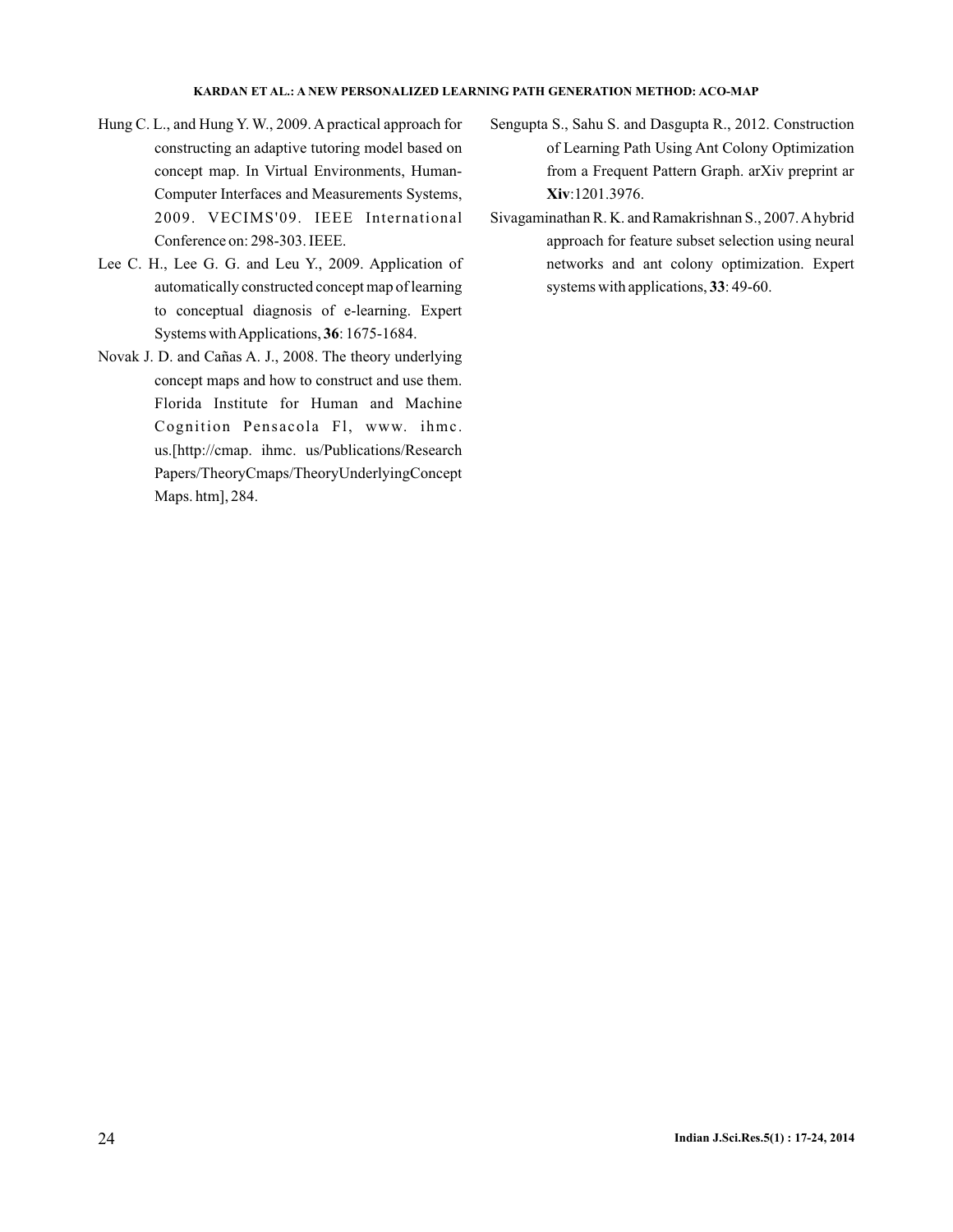Hung C. L., and Hung Y. W., 2009. A practical approach for constructing an adaptive tutoring model based on concept map. In Virtual Environments, Human-Computer Interfaces and Measurements Systems, 2009. VECIMS'09. IEEE International Conference on: 298-303. IEEE.

Lee C. H., Lee G. G. and Leu Y., 2009. Application of automatically constructed concept map of learning to conceptual diagnosis of e-learning. Expert Systems with Applications, **36**: 1675-1684.

Novak J. D. and Cañas A. J., 2008. The theory underlying concept maps and how to construct and use them. Florida Institute for Human and Machine Cognition Pensacola Fl, www. ihmc. us.[http://cmap. ihmc. us/Publications/Research Papers/TheoryCmaps/TheoryUnderlyingConcept Maps. htm], 284.

Sengupta S., Sahu S. and Dasgupta R., 2012. Construction of Learning Path Using Ant Colony Optimization from a Frequent Pattern Graph. arXiv preprint ar **Xiv**:1201.3976.

Sivagaminathan R. K. and Ramakrishnan S., 2007. A hybrid approach for feature subset selection using neural networks and ant colony optimization. Expert systems with applications, **33**: 49-60.